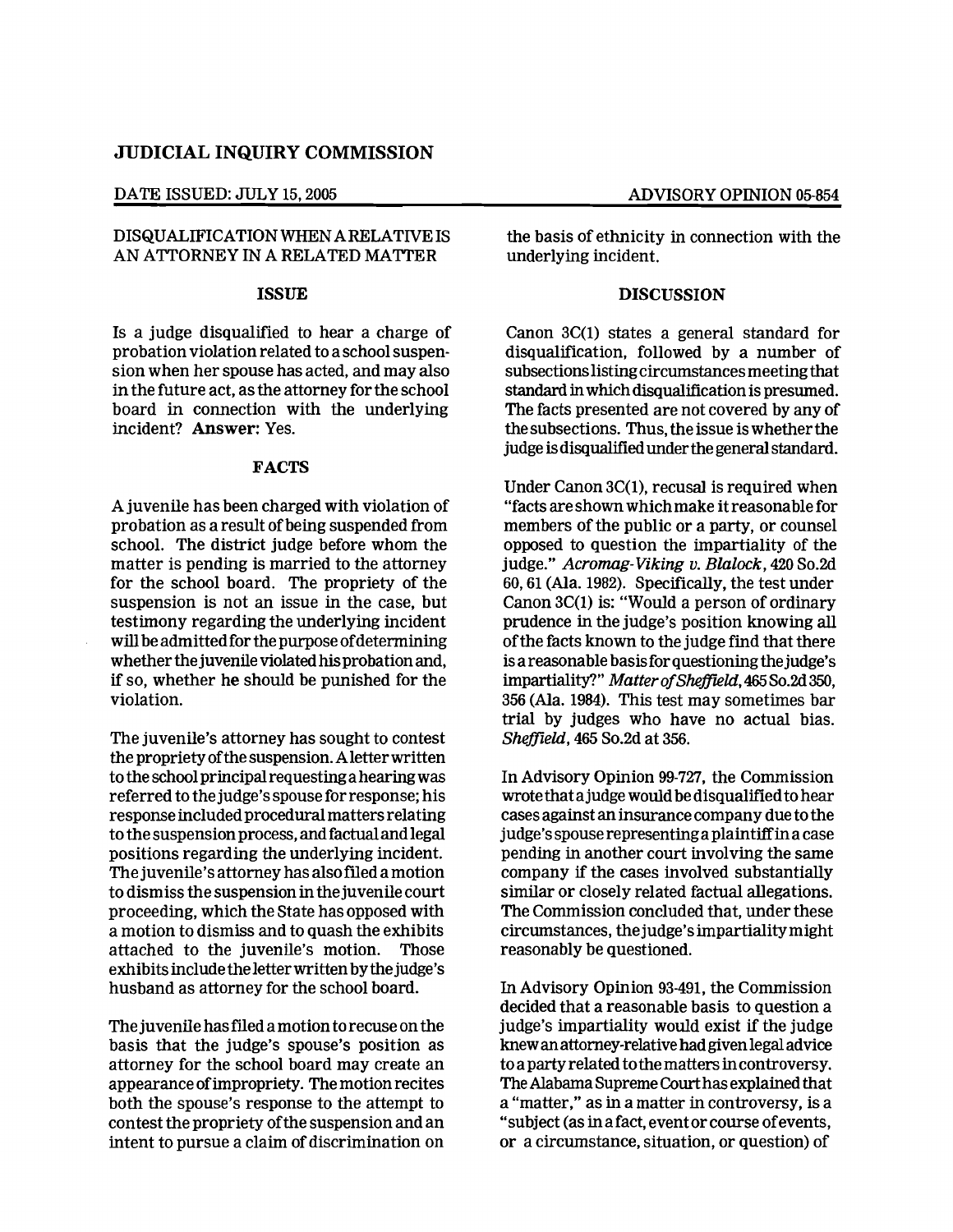# JUDICIAL INQUIRY COMMISSION

DATE ISSUED: JULY 15, 2005

ADVISORY OPINION 05-854

## DISQUALIFICATION WHEN A RELATIVE IS AN ATTORNEY IN A RELATED MATTER

### ISSUE

Is a judge disqualified to hear a charge of probation violation related to a school suspension when her spouse has acted, and may also in the future act, as the attorney for the school board in connection with the underlying incident? **Answer**: Yes.

### FACTS

A juvenile has been charged with violation of probation as a result of being suspended from school. The district judge before whom the matter is pending is married to the attorney for the school board. The propriety of the suspension is not an issue in the case, but testimony regarding the underlying incident will be admitted for the purpose of determining whether the juvenile violated his probation and, if so, whether he should be punished for the violation.

The juvenile's attorney has sought to contest the propriety of the suspension. A letter written to the school principal requesting a hearing was referred to the judge's spouse for response; his response included procedural matters relating to the suspension process, and factual and legal positions regarding the underlying incident. The juvenile's attorney has also filed a motion to dismiss the suspension in the juvenile court proceeding, which the State has opposed with a motion to dismiss and to quash the exhibits attached to the juvenile's motion. Those exhibits include the letter written by the judge's husband as attorney for the school board.

The juvenile has filed a motion to recuse on the basis that the judge's spouse's position as attorney for the school board may create an appearance of impropriety. The motion recites both the spouse's response to the attempt to contest the propriety of the suspension and an intent to pursue a claim of discrimination on the basis of ethnicity in connection with the underlying incident.

### DISCUSSION

Canon 3C(1) states a general standard for disqualification, followed by a number of subsections listing circumstances meeting that standard in which disqualification is presumed. The facts presented are not covered by any of the subsections. Thus, the issue is whether the judge is disqualified under the general standard.

Under Canon 3C(1), recusal is required when "facts are shown which make it reasonable for members of the public or a party, or counsel opposed to question the impartiality of the judge." *Acromag-Viking v. Blalock*, 420 So.2d 60, 61 (Ala. 1982). Specifically, the test under Canon 3C(1) is: "Would a person of ordinary prudence in the judge's position knowing all of the facts known to the judge find that there is a reasonable basis for questioning the judge's impartiality?" *Matter of Sheffield*, 465 So.2d 350, 356 (Ala. 1984). This test may sometimes bar trial by judges who have no actual bias. *Sheffield*, 465 So.2d at 356.

In Advisory Opinion 99-727, the Commission wrote that a judge would be disqualified to hear cases against an insurance company due to the judge's spouse representing a plaintiff in a case pending in another court involving the same company if the cases involved substantially similar or closely related factual allegations. The Commission concluded that, under these circumstances, the judge's impartiality might reasonably be questioned.

In Advisory Opinion 93-491, the Commission decided that a reasonable basis to question a judge's impartiality would exist if the judge knew an attorney-relative had given legal advice to a party related to the matters in controversy. The Alabama Supreme Court has explained that a "matter," as in a matter in controversy, is a "subject (as in a fact, event or course of events, or a circumstance, situation, or question) of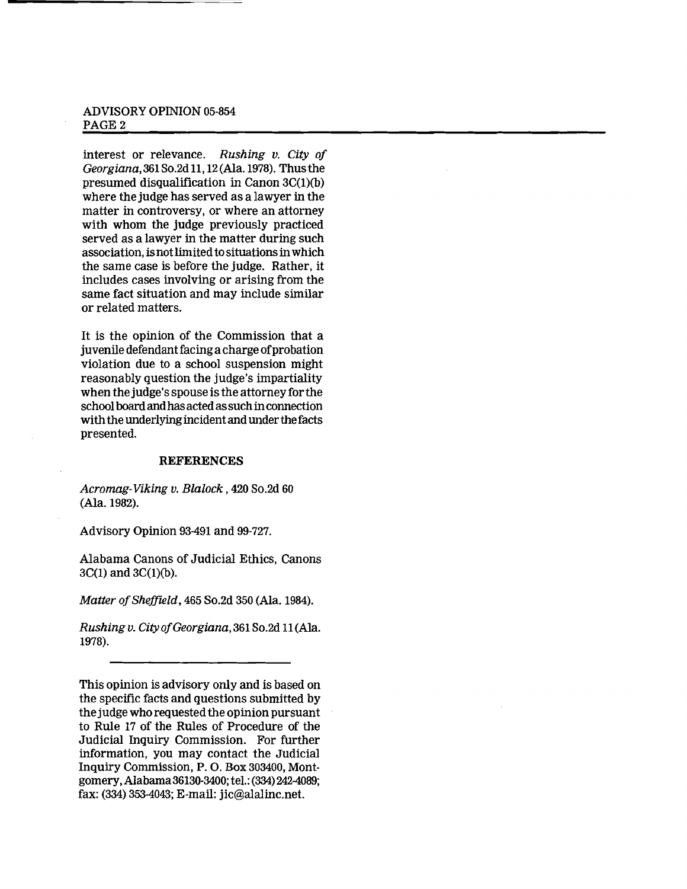interest or relevance. *Rushing v. City of Georgiana*, 361 So.2d 11, 12 (Ala. 1978). Thus the presumed disqualification in Canon 3C(1)(b) where the judge has served as a lawyer in the matter in controversy, or where an attorney with whom the judge previously practiced served as a lawyer in the matter during such association, is not limited to situations in which the same case is before the judge. Rather, it includes cases involving or arising from the same fact situation and may include similar or related matters.

It is the opinion of the Commission that a juvenile defendant facing a charge of probation violation due to a school suspension might reasonably question the judge's impartiality when the judge's spouse is the attorney for the school board and has acted as such in connection with the underlying incident and under the facts presented.

## REFERENCES

*Acromag-Viking v. Blalock*, 420 So.2d 60 (Ala. 1982).

Advisory Opinion 93-491 and 99-727.

Alabama Canons of Judicial Ethics, Canons 3C(1) and 3C(1)(b).

*Matter of Sheffield*, 465 So.2d 350 (Ala. 1984).

*Rushing v. City of Georgiana*, 361 So.2d 11 (Ala. 1978).

---

This opinion is advisory only and is based on the specific facts and questions submitted by the judge who requested the opinion pursuant to Rule 17 of the Rules of Procedure of the Judicial Inquiry Commission. For further information, you may contact the Judicial Inquiry Commission, P. O. Box 303400, Montgomery, Alabama 36130-3400; tel.: (334) 242-4089; fax: (334) 353-4043; E-mail: jic@alalinc.net.